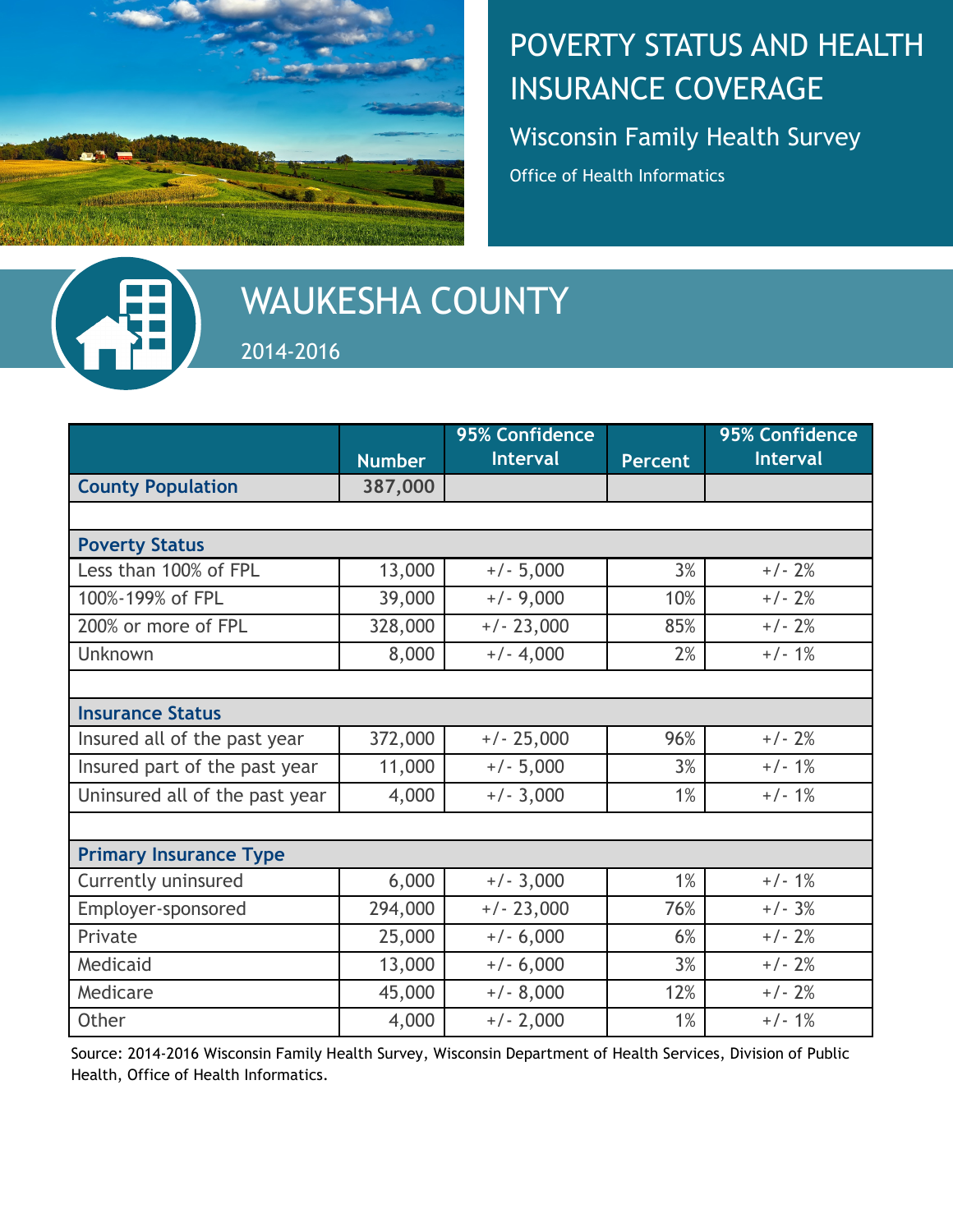# POVERTY STATUS AND HEALTH INSURANCE COVERAGE

## Wisconsin Family Health Survey

Office of Health Informatics

# WAUKESHA COUNTY

2014-2016

| | Number | 95% Confidence Interval | Percent | 95% Confidence Interval |
|---|---|---|---|---|
| **County Population** | 387,000 | | | |
| | | | | |
| **Poverty Status** | | | | |
| Less than 100% of FPL | 13,000 | +/- 5,000 | 3% | +/- 2% |
| 100%-199% of FPL | 39,000 | +/- 9,000 | 10% | +/- 2% |
| 200% or more of FPL | 328,000 | +/- 23,000 | 85% | +/- 2% |
| Unknown | 8,000 | +/- 4,000 | 2% | +/- 1% |
| | | | | |
| **Insurance Status** | | | | |
| Insured all of the past year | 372,000 | +/- 25,000 | 96% | +/- 2% |
| Insured part of the past year | 11,000 | +/- 5,000 | 3% | +/- 1% |
| Uninsured all of the past year | 4,000 | +/- 3,000 | 1% | +/- 1% |
| | | | | |
| **Primary Insurance Type** | | | | |
| Currently uninsured | 6,000 | +/- 3,000 | 1% | +/- 1% |
| Employer-sponsored | 294,000 | +/- 23,000 | 76% | +/- 3% |
| Private | 25,000 | +/- 6,000 | 6% | +/- 2% |
| Medicaid | 13,000 | +/- 6,000 | 3% | +/- 2% |
| Medicare | 45,000 | +/- 8,000 | 12% | +/- 2% |
| Other | 4,000 | +/- 2,000 | 1% | +/- 1% |

Source: 2014-2016 Wisconsin Family Health Survey, Wisconsin Department of Health Services, Division of Public Health, Office of Health Informatics.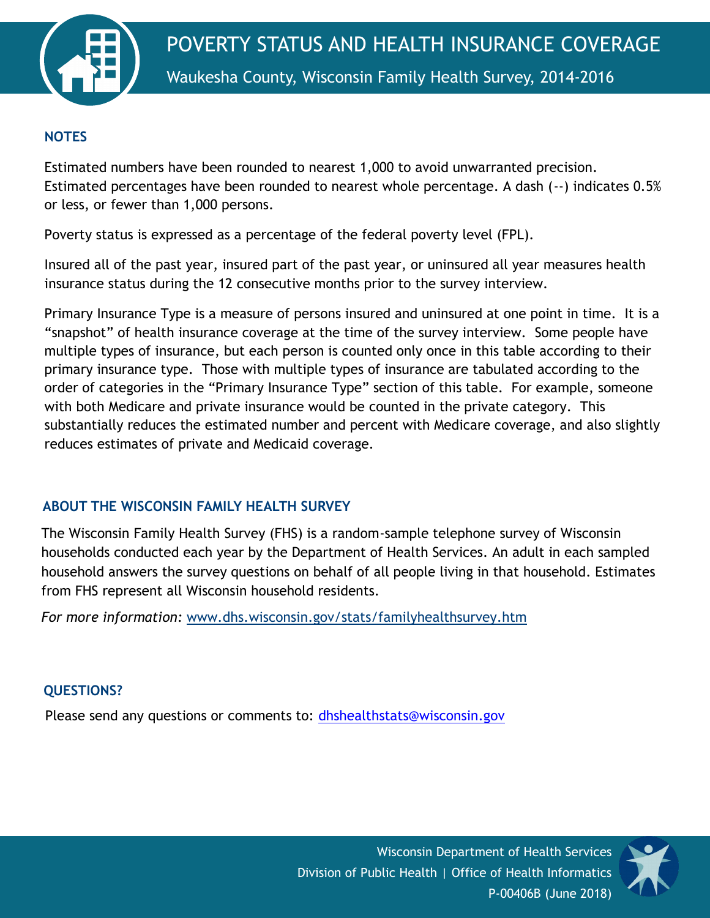# POVERTY STATUS AND HEALTH INSURANCE COVERAGE

Waukesha County, Wisconsin Family Health Survey, 2014-2016

## NOTES

Estimated numbers have been rounded to nearest 1,000 to avoid unwarranted precision. Estimated percentages have been rounded to nearest whole percentage. A dash (--) indicates 0.5% or less, or fewer than 1,000 persons.

Poverty status is expressed as a percentage of the federal poverty level (FPL).

Insured all of the past year, insured part of the past year, or uninsured all year measures health insurance status during the 12 consecutive months prior to the survey interview.

Primary Insurance Type is a measure of persons insured and uninsured at one point in time. It is a "snapshot" of health insurance coverage at the time of the survey interview. Some people have multiple types of insurance, but each person is counted only once in this table according to their primary insurance type. Those with multiple types of insurance are tabulated according to the order of categories in the "Primary Insurance Type" section of this table. For example, someone with both Medicare and private insurance would be counted in the private category. This substantially reduces the estimated number and percent with Medicare coverage, and also slightly reduces estimates of private and Medicaid coverage.

## ABOUT THE WISCONSIN FAMILY HEALTH SURVEY

The Wisconsin Family Health Survey (FHS) is a random-sample telephone survey of Wisconsin households conducted each year by the Department of Health Services. An adult in each sampled household answers the survey questions on behalf of all people living in that household. Estimates from FHS represent all Wisconsin household residents.

*For more information:* www.dhs.wisconsin.gov/stats/familyhealthsurvey.htm

## QUESTIONS?

Please send any questions or comments to: dhshealthstats@wisconsin.gov

Wisconsin Department of Health Services
Division of Public Health | Office of Health Informatics
P-00406B (June 2018)